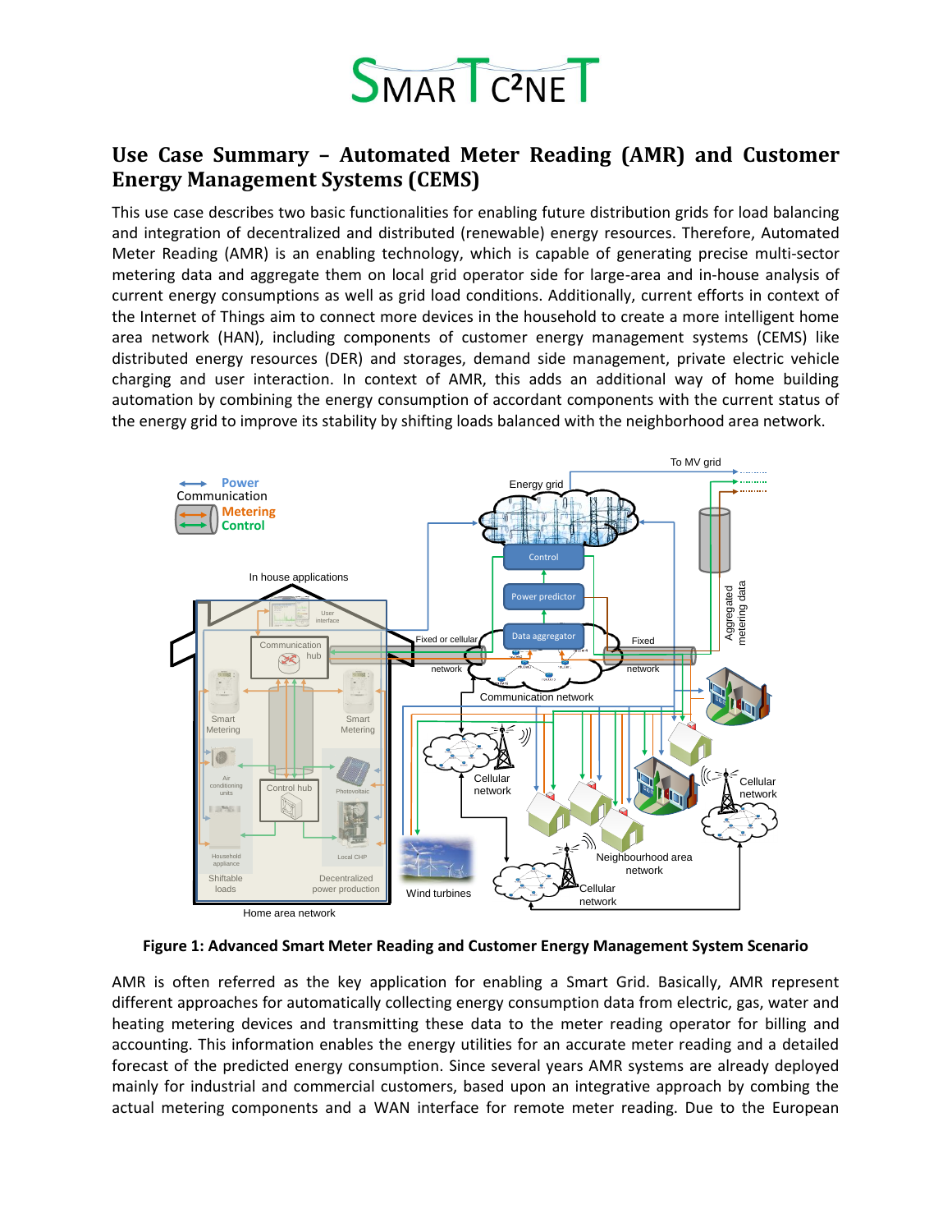# Use Case Summary – Automated Meter Reading (AMR) and Customer Energy Management Systems (CEMS)

This use case describes two basic functionalities for enabling future distribution grids for load balancing and integration of decentralized and distributed (renewable) energy resources. Therefore, Automated Meter Reading (AMR) is an enabling technology, which is capable of generating precise multi-sector metering data and aggregate them on local grid operator side for large-area and in-house analysis of current energy consumptions as well as grid load conditions. Additionally, current efforts in context of the Internet of Things aim to connect more devices in the household to create a more intelligent home area network (HAN), including components of customer energy management systems (CEMS) like distributed energy resources (DER) and storages, demand side management, private electric vehicle charging and user interaction. In context of AMR, this adds an additional way of home building automation by combining the energy consumption of accordant components with the current status of the energy grid to improve its stability by shifting loads balanced with the neighborhood area network.

**Figure 1: Advanced Smart Meter Reading and Customer Energy Management System Scenario**

AMR is often referred as the key application for enabling a Smart Grid. Basically, AMR represent different approaches for automatically collecting energy consumption data from electric, gas, water and heating metering devices and transmitting these data to the meter reading operator for billing and accounting. This information enables the energy utilities for an accurate meter reading and a detailed forecast of the predicted energy consumption. Since several years AMR systems are already deployed mainly for industrial and commercial customers, based upon an integrative approach by combing the actual metering components and a WAN interface for remote meter reading. Due to the European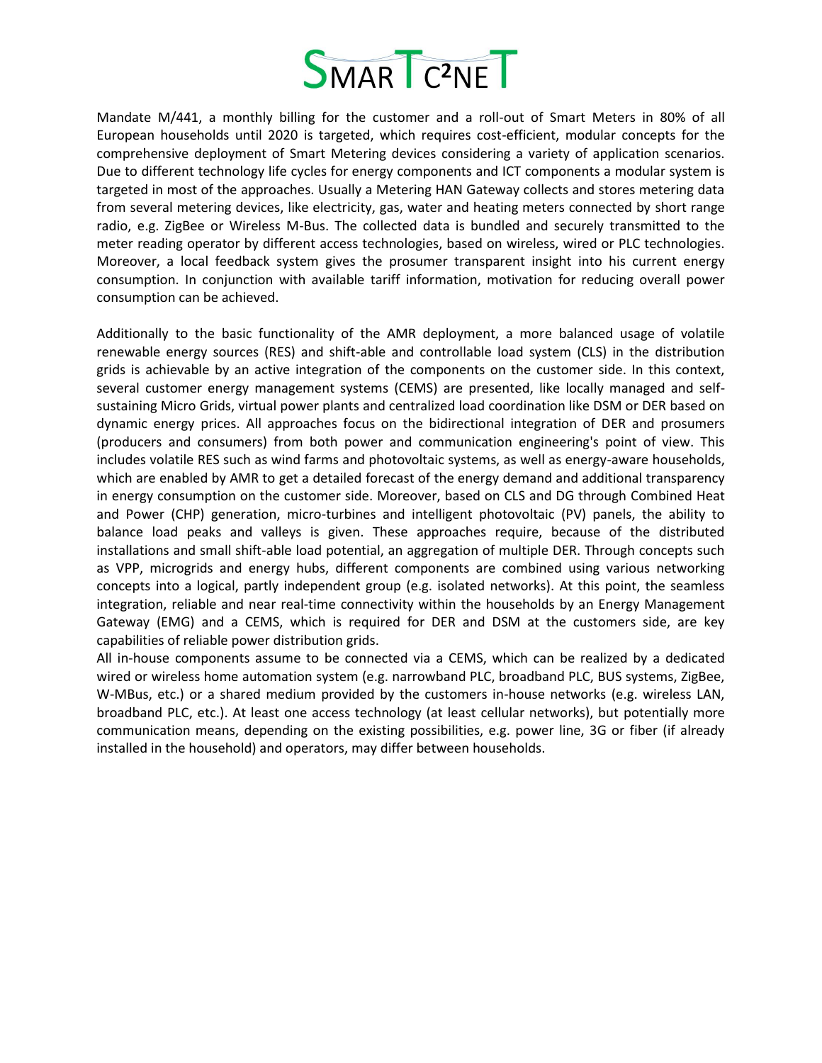Mandate M/441, a monthly billing for the customer and a roll-out of Smart Meters in 80% of all European households until 2020 is targeted, which requires cost-efficient, modular concepts for the comprehensive deployment of Smart Metering devices considering a variety of application scenarios. Due to different technology life cycles for energy components and ICT components a modular system is targeted in most of the approaches. Usually a Metering HAN Gateway collects and stores metering data from several metering devices, like electricity, gas, water and heating meters connected by short range radio, e.g. ZigBee or Wireless M-Bus. The collected data is bundled and securely transmitted to the meter reading operator by different access technologies, based on wireless, wired or PLC technologies. Moreover, a local feedback system gives the prosumer transparent insight into his current energy consumption. In conjunction with available tariff information, motivation for reducing overall power consumption can be achieved.

Additionally to the basic functionality of the AMR deployment, a more balanced usage of volatile renewable energy sources (RES) and shift-able and controllable load system (CLS) in the distribution grids is achievable by an active integration of the components on the customer side. In this context, several customer energy management systems (CEMS) are presented, like locally managed and self-sustaining Micro Grids, virtual power plants and centralized load coordination like DSM or DER based on dynamic energy prices. All approaches focus on the bidirectional integration of DER and prosumers (producers and consumers) from both power and communication engineering's point of view. This includes volatile RES such as wind farms and photovoltaic systems, as well as energy-aware households, which are enabled by AMR to get a detailed forecast of the energy demand and additional transparency in energy consumption on the customer side. Moreover, based on CLS and DG through Combined Heat and Power (CHP) generation, micro-turbines and intelligent photovoltaic (PV) panels, the ability to balance load peaks and valleys is given. These approaches require, because of the distributed installations and small shift-able load potential, an aggregation of multiple DER. Through concepts such as VPP, microgrids and energy hubs, different components are combined using various networking concepts into a logical, partly independent group (e.g. isolated networks). At this point, the seamless integration, reliable and near real-time connectivity within the households by an Energy Management Gateway (EMG) and a CEMS, which is required for DER and DSM at the customers side, are key capabilities of reliable power distribution grids.
All in-house components assume to be connected via a CEMS, which can be realized by a dedicated wired or wireless home automation system (e.g. narrowband PLC, broadband PLC, BUS systems, ZigBee, W-MBus, etc.) or a shared medium provided by the customers in-house networks (e.g. wireless LAN, broadband PLC, etc.). At least one access technology (at least cellular networks), but potentially more communication means, depending on the existing possibilities, e.g. power line, 3G or fiber (if already installed in the household) and operators, may differ between households.